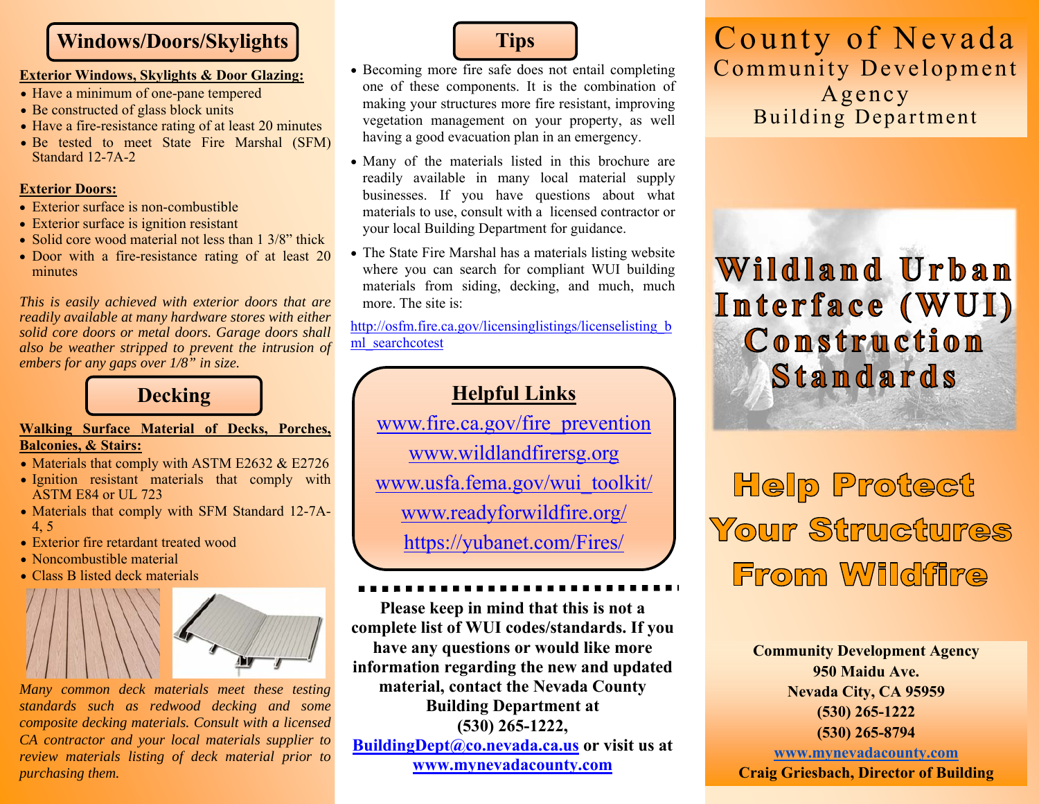## Windows/Doors/Skylights

**Exterior Windows, Skylights & Door Glazing:**

- Have a minimum of one-pane tempered
- Be constructed of glass block units
- Have a fire-resistance rating of at least 20 minutes
- Be tested to meet State Fire Marshal (SFM) Standard 12-7A-2

**Exterior Doors:**

- Exterior surface is non-combustible
- Exterior surface is ignition resistant
- Solid core wood material not less than 1 3/8" thick
- Door with a fire-resistance rating of at least 20 minutes

*This is easily achieved with exterior doors that are readily available at many hardware stores with either solid core doors or metal doors. Garage doors shall also be weather stripped to prevent the intrusion of embers for any gaps over 1/8" in size.*

## Decking

**Walking Surface Material of Decks, Porches, Balconies, & Stairs:**

- Materials that comply with ASTM E2632 & E2726
- Ignition resistant materials that comply with ASTM E84 or UL 723
- Materials that comply with SFM Standard 12-7A-4, 5
- Exterior fire retardant treated wood
- Noncombustible material
- Class B listed deck materials

*Many common deck materials meet these testing standards such as redwood decking and some composite decking materials. Consult with a licensed CA contractor and your local materials supplier to review materials listing of deck material prior to purchasing them.*

## Tips

- Becoming more fire safe does not entail completing one of these components. It is the combination of making your structures more fire resistant, improving vegetation management on your property, as well having a good evacuation plan in an emergency.
- Many of the materials listed in this brochure are readily available in many local material supply businesses. If you have questions about what materials to use, consult with a licensed contractor or your local Building Department for guidance.
- The State Fire Marshal has a materials listing website where you can search for compliant WUI building materials from siding, decking, and much, much more. The site is:

http://osfm.fire.ca.gov/licensinglistings/licenselisting_bml_searchcotest

## Helpful Links

www.fire.ca.gov/fire_prevention

www.wildlandfirersg.org

www.usfa.fema.gov/wui_toolkit/

www.readyforwildfire.org/

https://yubanet.com/Fires/

**Please keep in mind that this is not a complete list of WUI codes/standards. If you have any questions or would like more information regarding the new and updated material, contact the Nevada County Building Department at (530) 265-1222, BuildingDept@co.nevada.ca.us or visit us at www.mynevadacounty.com**

# County of Nevada

## Community Development Agency

## Building Department

# Wildland Urban Interface (WUI) Construction Standards

# Help Protect Your Structures From Wildfire

**Community Development Agency**
**950 Maidu Ave.**
**Nevada City, CA 95959**
**(530) 265-1222**
**(530) 265-8794**
**www.mynevadacounty.com**
**Craig Griesbach, Director of Building**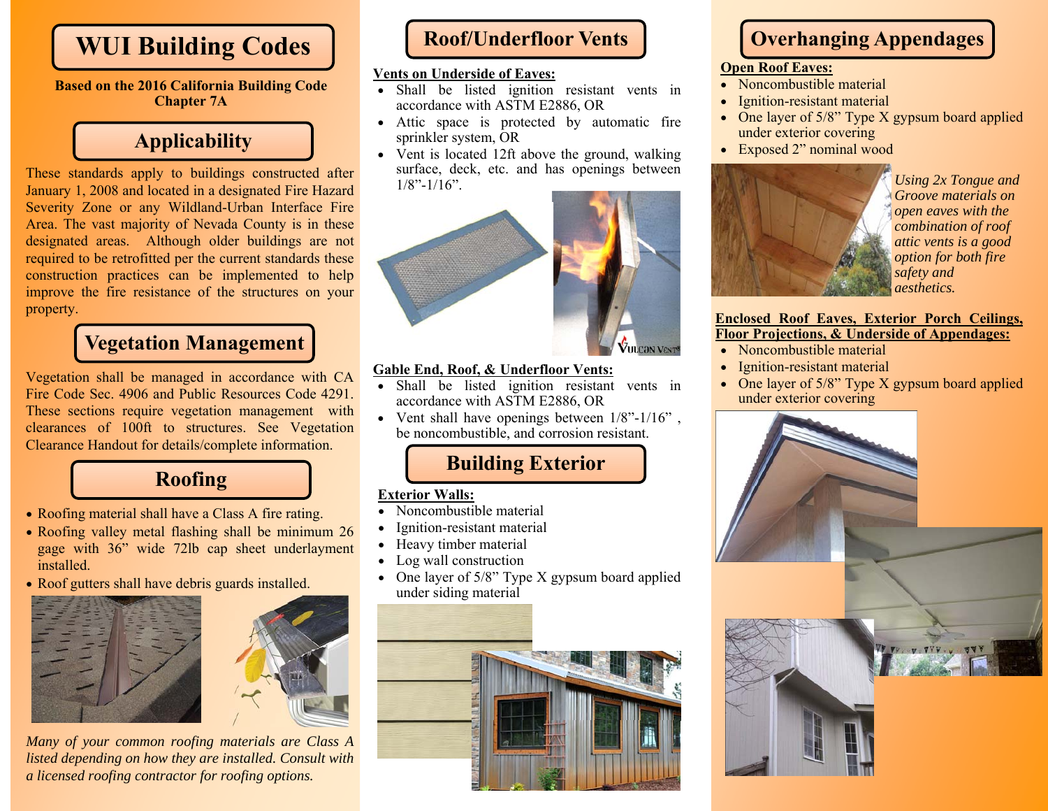# WUI Building Codes

**Based on the 2016 California Building Code Chapter 7A**

## Applicability

These standards apply to buildings constructed after January 1, 2008 and located in a designated Fire Hazard Severity Zone or any Wildland-Urban Interface Fire Area. The vast majority of Nevada County is in these designated areas. Although older buildings are not required to be retrofitted per the current standards these construction practices can be implemented to help improve the fire resistance of the structures on your property.

## Vegetation Management

Vegetation shall be managed in accordance with CA Fire Code Sec. 4906 and Public Resources Code 4291. These sections require vegetation management with clearances of 100ft to structures. See Vegetation Clearance Handout for details/complete information.

## Roofing

- Roofing material shall have a Class A fire rating.
- Roofing valley metal flashing shall be minimum 26 gage with 36" wide 72lb cap sheet underlayment installed.
- Roof gutters shall have debris guards installed.

*Many of your common roofing materials are Class A listed depending on how they are installed. Consult with a licensed roofing contractor for roofing options.*

## Roof/Underfloor Vents

**Vents on Underside of Eaves:**

- Shall be listed ignition resistant vents in accordance with ASTM E2886, OR
- Attic space is protected by automatic fire sprinkler system, OR
- Vent is located 12ft above the ground, walking surface, deck, etc. and has openings between 1/8"-1/16".

**Gable End, Roof, & Underfloor Vents:**

- Shall be listed ignition resistant vents in accordance with ASTM E2886, OR
- Vent shall have openings between 1/8"-1/16" , be noncombustible, and corrosion resistant.

## Building Exterior

**Exterior Walls:**

- Noncombustible material
- Ignition-resistant material
- Heavy timber material
- Log wall construction
- One layer of 5/8" Type X gypsum board applied under siding material

## Overhanging Appendages

**Open Roof Eaves:**

- Noncombustible material
- Ignition-resistant material
- One layer of 5/8" Type X gypsum board applied under exterior covering
- Exposed 2" nominal wood

*Using 2x Tongue and Groove materials on open eaves with the combination of roof attic vents is a good option for both fire safety and aesthetics.*

**Enclosed Roof Eaves, Exterior Porch Ceilings, Floor Projections, & Underside of Appendages:**

- Noncombustible material
- Ignition-resistant material
- One layer of 5/8" Type X gypsum board applied under exterior covering